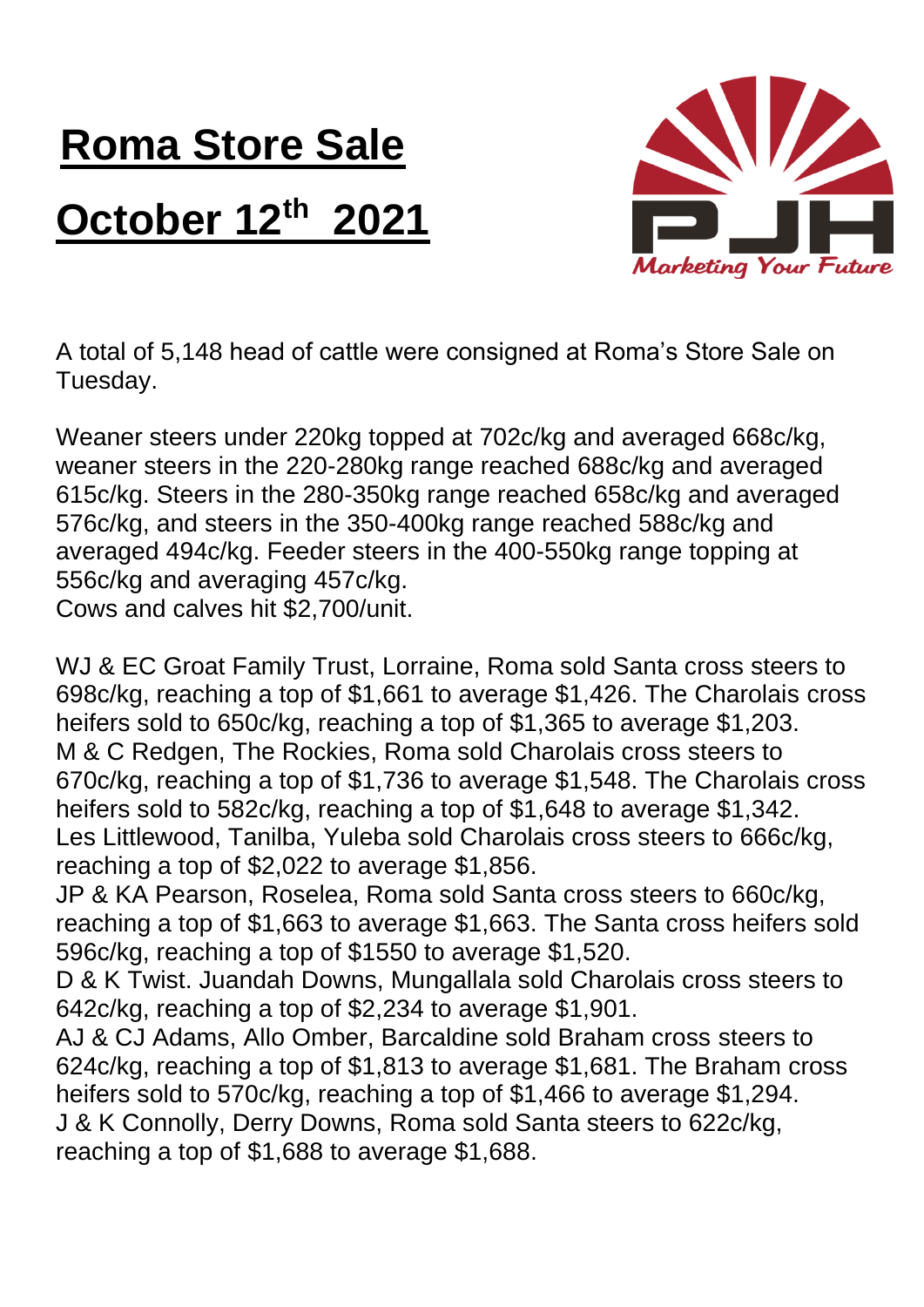# Roma Store Sale

# October 12th 2021

PJH *Marketing Your Future*

A total of 5,148 head of cattle were consigned at Roma's Store Sale on Tuesday.

Weaner steers under 220kg topped at 702c/kg and averaged 668c/kg, weaner steers in the 220-280kg range reached 688c/kg and averaged 615c/kg. Steers in the 280-350kg range reached 658c/kg and averaged 576c/kg, and steers in the 350-400kg range reached 588c/kg and averaged 494c/kg. Feeder steers in the 400-550kg range topping at 556c/kg and averaging 457c/kg.
Cows and calves hit $2,700/unit.

WJ & EC Groat Family Trust, Lorraine, Roma sold Santa cross steers to 698c/kg, reaching a top of $1,661 to average $1,426. The Charolais cross heifers sold to 650c/kg, reaching a top of $1,365 to average $1,203.
M & C Redgen, The Rockies, Roma sold Charolais cross steers to 670c/kg, reaching a top of $1,736 to average $1,548. The Charolais cross heifers sold to 582c/kg, reaching a top of $1,648 to average $1,342.
Les Littlewood, Tanilba, Yuleba sold Charolais cross steers to 666c/kg, reaching a top of $2,022 to average $1,856.
JP & KA Pearson, Roselea, Roma sold Santa cross steers to 660c/kg, reaching a top of $1,663 to average $1,663. The Santa cross heifers sold 596c/kg, reaching a top of $1550 to average $1,520.
D & K Twist. Juandah Downs, Mungallala sold Charolais cross steers to 642c/kg, reaching a top of $2,234 to average $1,901.
AJ & CJ Adams, Allo Omber, Barcaldine sold Braham cross steers to 624c/kg, reaching a top of $1,813 to average $1,681. The Braham cross heifers sold to 570c/kg, reaching a top of $1,466 to average $1,294.
J & K Connolly, Derry Downs, Roma sold Santa steers to 622c/kg, reaching a top of $1,688 to average $1,688.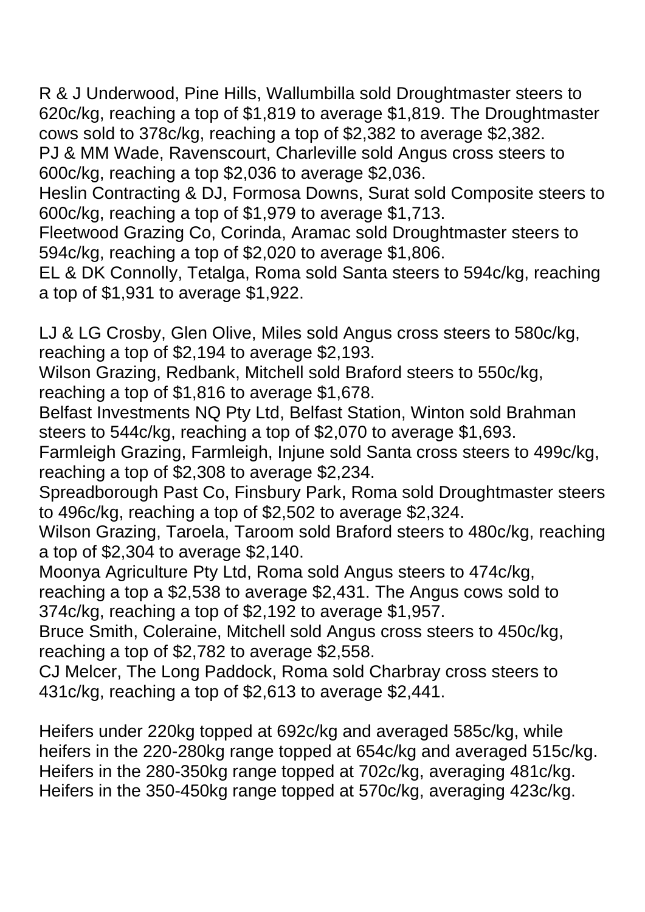R & J Underwood, Pine Hills, Wallumbilla sold Droughtmaster steers to 620c/kg, reaching a top of $1,819 to average $1,819. The Droughtmaster cows sold to 378c/kg, reaching a top of $2,382 to average $2,382.
PJ & MM Wade, Ravenscourt, Charleville sold Angus cross steers to 600c/kg, reaching a top $2,036 to average $2,036.
Heslin Contracting & DJ, Formosa Downs, Surat sold Composite steers to 600c/kg, reaching a top of $1,979 to average $1,713.
Fleetwood Grazing Co, Corinda, Aramac sold Droughtmaster steers to 594c/kg, reaching a top of $2,020 to average $1,806.
EL & DK Connolly, Tetalga, Roma sold Santa steers to 594c/kg, reaching a top of $1,931 to average $1,922.

LJ & LG Crosby, Glen Olive, Miles sold Angus cross steers to 580c/kg, reaching a top of $2,194 to average $2,193.
Wilson Grazing, Redbank, Mitchell sold Braford steers to 550c/kg, reaching a top of $1,816 to average $1,678.
Belfast Investments NQ Pty Ltd, Belfast Station, Winton sold Brahman steers to 544c/kg, reaching a top of $2,070 to average $1,693.
Farmleigh Grazing, Farmleigh, Injune sold Santa cross steers to 499c/kg, reaching a top of $2,308 to average $2,234.
Spreadborough Past Co, Finsbury Park, Roma sold Droughtmaster steers to 496c/kg, reaching a top of $2,502 to average $2,324.
Wilson Grazing, Taroela, Taroom sold Braford steers to 480c/kg, reaching a top of $2,304 to average $2,140.
Moonya Agriculture Pty Ltd, Roma sold Angus steers to 474c/kg, reaching a top a $2,538 to average $2,431. The Angus cows sold to 374c/kg, reaching a top of $2,192 to average $1,957.
Bruce Smith, Coleraine, Mitchell sold Angus cross steers to 450c/kg, reaching a top of $2,782 to average $2,558.
CJ Melcer, The Long Paddock, Roma sold Charbray cross steers to 431c/kg, reaching a top of $2,613 to average $2,441.

Heifers under 220kg topped at 692c/kg and averaged 585c/kg, while heifers in the 220-280kg range topped at 654c/kg and averaged 515c/kg. Heifers in the 280-350kg range topped at 702c/kg, averaging 481c/kg. Heifers in the 350-450kg range topped at 570c/kg, averaging 423c/kg.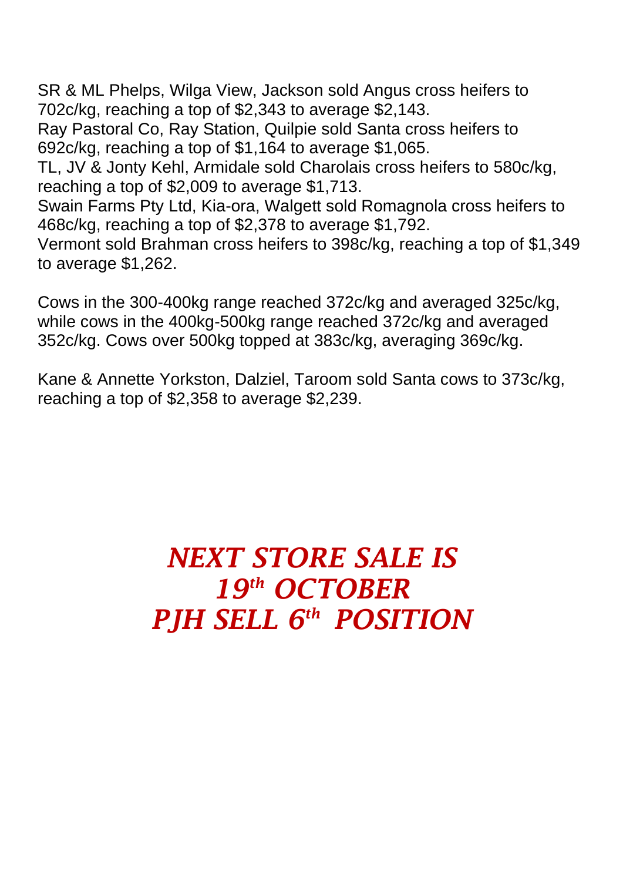SR & ML Phelps, Wilga View, Jackson sold Angus cross heifers to 702c/kg, reaching a top of $2,343 to average $2,143.
Ray Pastoral Co, Ray Station, Quilpie sold Santa cross heifers to 692c/kg, reaching a top of $1,164 to average $1,065.
TL, JV & Jonty Kehl, Armidale sold Charolais cross heifers to 580c/kg, reaching a top of $2,009 to average $1,713.
Swain Farms Pty Ltd, Kia-ora, Walgett sold Romagnola cross heifers to 468c/kg, reaching a top of $2,378 to average $1,792.
Vermont sold Brahman cross heifers to 398c/kg, reaching a top of $1,349 to average $1,262.

Cows in the 300-400kg range reached 372c/kg and averaged 325c/kg, while cows in the 400kg-500kg range reached 372c/kg and averaged 352c/kg. Cows over 500kg topped at 383c/kg, averaging 369c/kg.

Kane & Annette Yorkston, Dalziel, Taroom sold Santa cows to 373c/kg, reaching a top of $2,358 to average $2,239.

***NEXT STORE SALE IS***
***19th OCTOBER***
***PJH SELL 6th POSITION***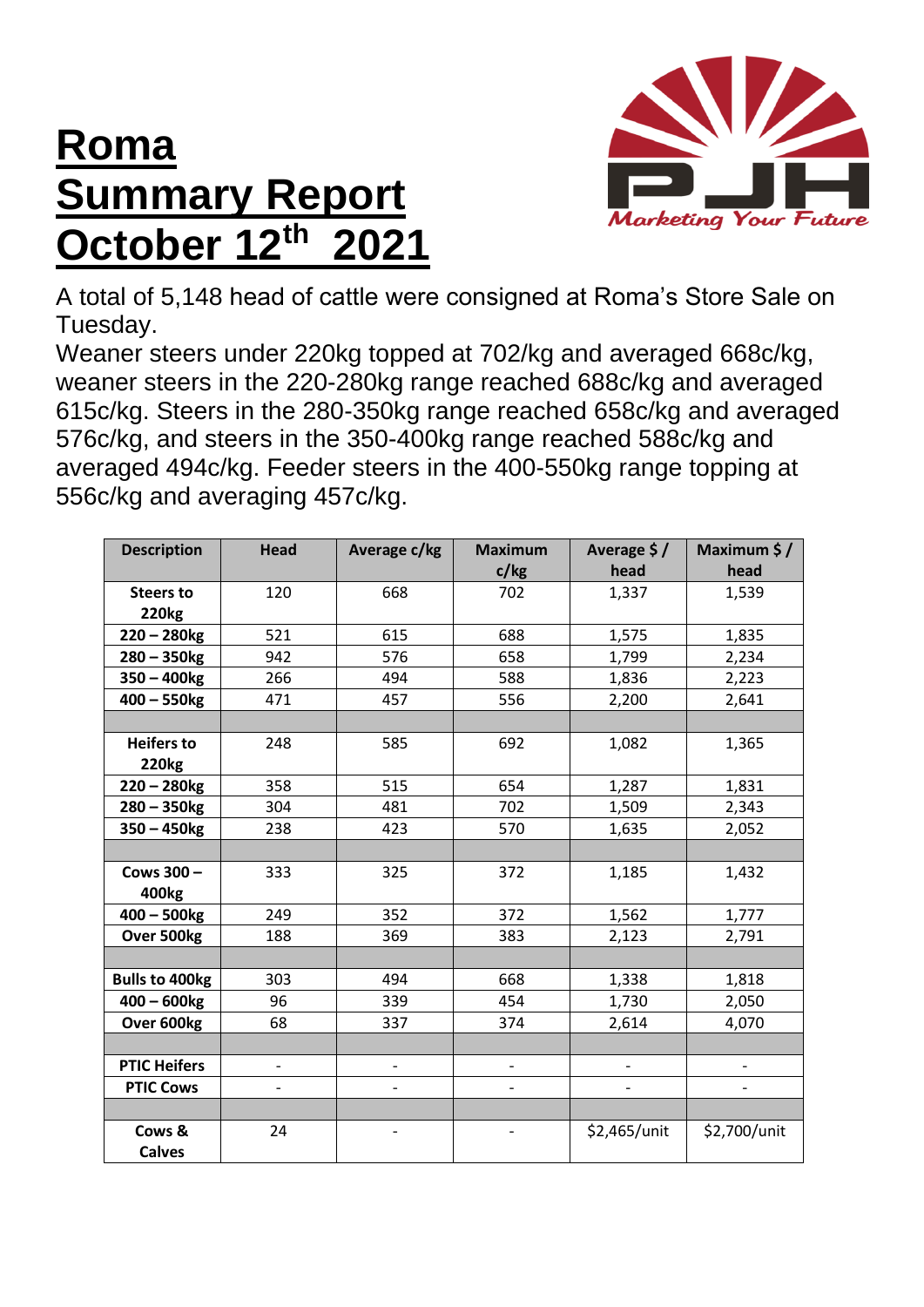# Roma Summary Report October 12th 2021

PJH
*Marketing Your Future*

A total of 5,148 head of cattle were consigned at Roma's Store Sale on Tuesday.

Weaner steers under 220kg topped at 702/kg and averaged 668c/kg, weaner steers in the 220-280kg range reached 688c/kg and averaged 615c/kg. Steers in the 280-350kg range reached 658c/kg and averaged 576c/kg, and steers in the 350-400kg range reached 588c/kg and averaged 494c/kg. Feeder steers in the 400-550kg range topping at 556c/kg and averaging 457c/kg.

| Description | Head | Average c/kg | Maximum c/kg | Average $ / head | Maximum $ / head |
|---|---|---|---|---|---|
| **Steers to 220kg** | 120 | 668 | 702 | 1,337 | 1,539 |
| **220 – 280kg** | 521 | 615 | 688 | 1,575 | 1,835 |
| **280 – 350kg** | 942 | 576 | 658 | 1,799 | 2,234 |
| **350 – 400kg** | 266 | 494 | 588 | 1,836 | 2,223 |
| **400 – 550kg** | 471 | 457 | 556 | 2,200 | 2,641 |
| | | | | | |
| **Heifers to 220kg** | 248 | 585 | 692 | 1,082 | 1,365 |
| **220 – 280kg** | 358 | 515 | 654 | 1,287 | 1,831 |
| **280 – 350kg** | 304 | 481 | 702 | 1,509 | 2,343 |
| **350 – 450kg** | 238 | 423 | 570 | 1,635 | 2,052 |
| | | | | | |
| **Cows 300 – 400kg** | 333 | 325 | 372 | 1,185 | 1,432 |
| **400 – 500kg** | 249 | 352 | 372 | 1,562 | 1,777 |
| **Over 500kg** | 188 | 369 | 383 | 2,123 | 2,791 |
| | | | | | |
| **Bulls to 400kg** | 303 | 494 | 668 | 1,338 | 1,818 |
| **400 – 600kg** | 96 | 339 | 454 | 1,730 | 2,050 |
| **Over 600kg** | 68 | 337 | 374 | 2,614 | 4,070 |
| | | | | | |
| **PTIC Heifers** | - | - | - | - | - |
| **PTIC Cows** | - | - | - | - | - |
| | | | | | |
| **Cows & Calves** | 24 | - | - | $2,465/unit | $2,700/unit |